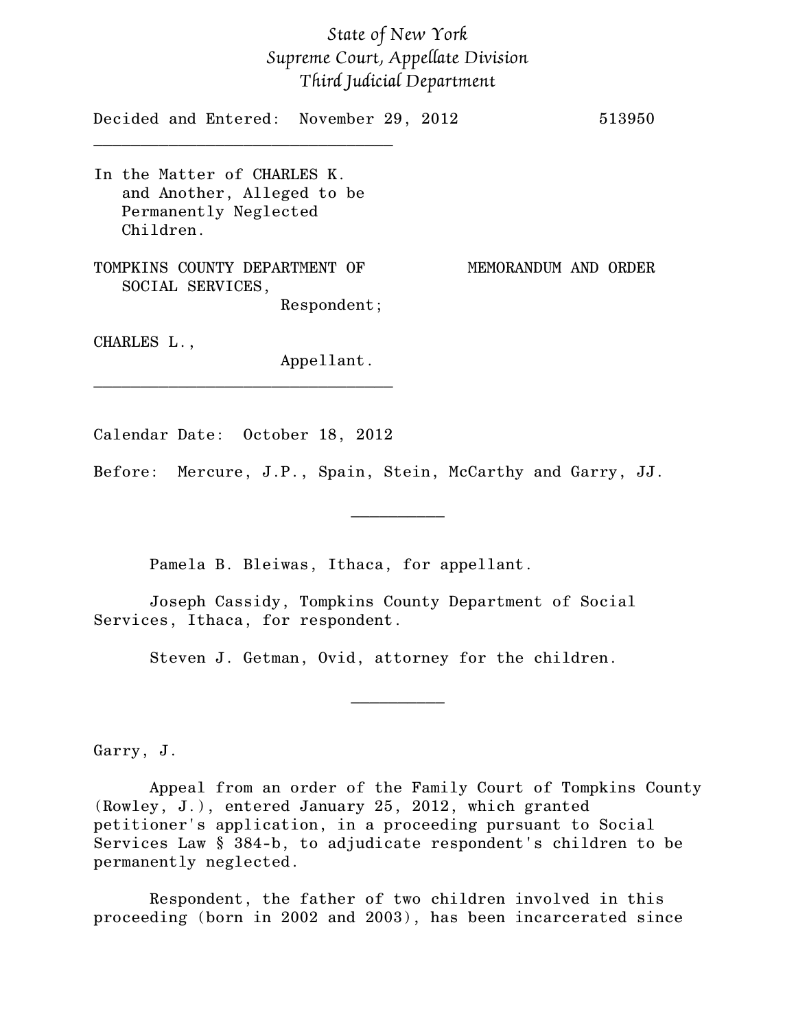*State of New York*
*Supreme Court, Appellate Division*
*Third Judicial Department*

Decided and Entered: November 29, 2012 513950

---

In the Matter of CHARLES K. and Another, Alleged to be Permanently Neglected Children.

TOMPKINS COUNTY DEPARTMENT OF SOCIAL SERVICES, Respondent;

CHARLES L., Appellant.

MEMORANDUM AND ORDER

---

Calendar Date: October 18, 2012

Before: Mercure, J.P., Spain, Stein, McCarthy and Garry, JJ.

---

Pamela B. Bleiwas, Ithaca, for appellant.

Joseph Cassidy, Tompkins County Department of Social Services, Ithaca, for respondent.

Steven J. Getman, Ovid, attorney for the children.

---

Garry, J.

Appeal from an order of the Family Court of Tompkins County (Rowley, J.), entered January 25, 2012, which granted petitioner's application, in a proceeding pursuant to Social Services Law § 384-b, to adjudicate respondent's children to be permanently neglected.

Respondent, the father of two children involved in this proceeding (born in 2002 and 2003), has been incarcerated since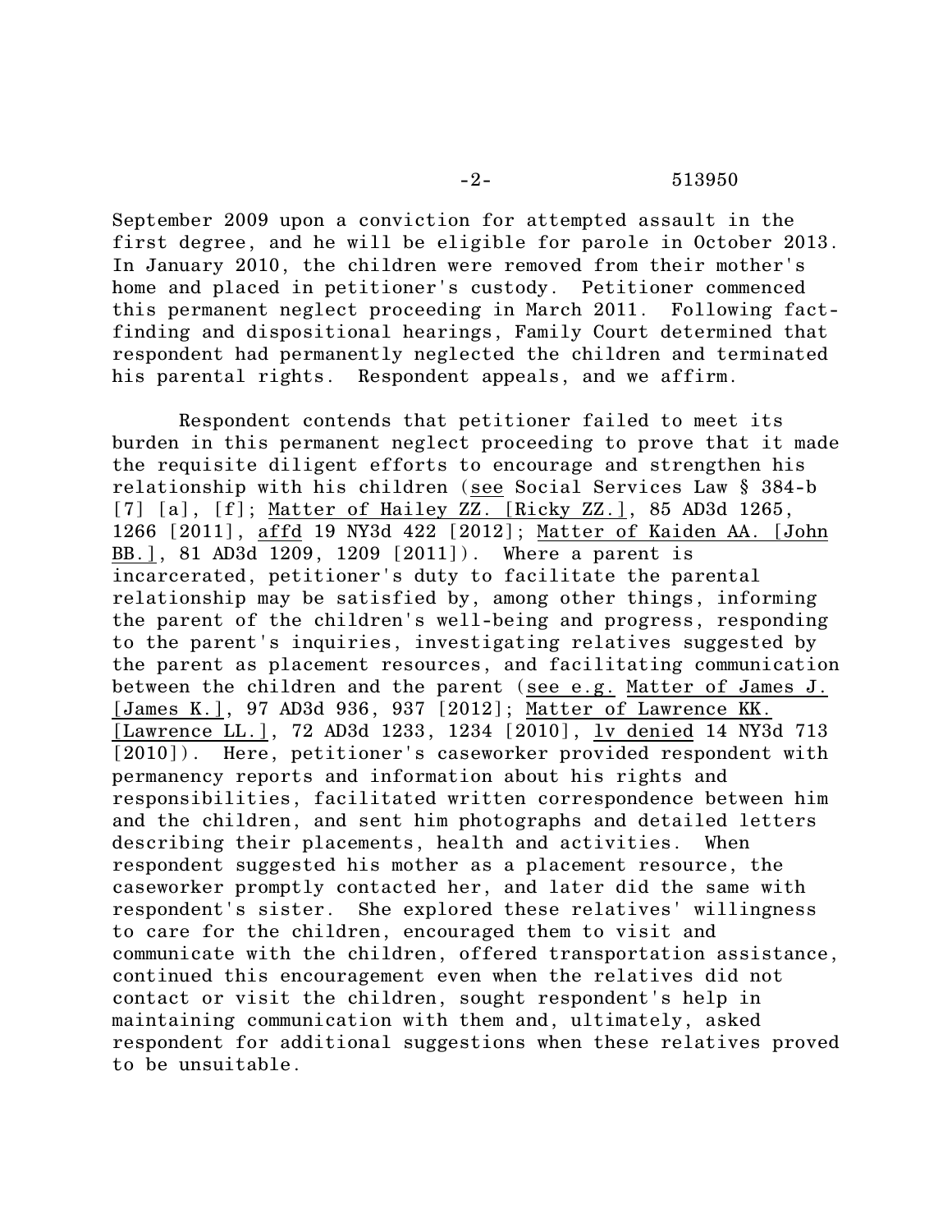September 2009 upon a conviction for attempted assault in the first degree, and he will be eligible for parole in October 2013. In January 2010, the children were removed from their mother's home and placed in petitioner's custody. Petitioner commenced this permanent neglect proceeding in March 2011. Following fact-finding and dispositional hearings, Family Court determined that respondent had permanently neglected the children and terminated his parental rights. Respondent appeals, and we affirm.

Respondent contends that petitioner failed to meet its burden in this permanent neglect proceeding to prove that it made the requisite diligent efforts to encourage and strengthen his relationship with his children (see Social Services Law § 384-b [7] [a], [f]; Matter of Hailey ZZ. [Ricky ZZ.], 85 AD3d 1265, 1266 [2011], affd 19 NY3d 422 [2012]; Matter of Kaiden AA. [John BB.], 81 AD3d 1209, 1209 [2011]). Where a parent is incarcerated, petitioner's duty to facilitate the parental relationship may be satisfied by, among other things, informing the parent of the children's well-being and progress, responding to the parent's inquiries, investigating relatives suggested by the parent as placement resources, and facilitating communication between the children and the parent (see e.g. Matter of James J. [James K.], 97 AD3d 936, 937 [2012]; Matter of Lawrence KK. [Lawrence LL.], 72 AD3d 1233, 1234 [2010], lv denied 14 NY3d 713 [2010]). Here, petitioner's caseworker provided respondent with permanency reports and information about his rights and responsibilities, facilitated written correspondence between him and the children, and sent him photographs and detailed letters describing their placements, health and activities. When respondent suggested his mother as a placement resource, the caseworker promptly contacted her, and later did the same with respondent's sister. She explored these relatives' willingness to care for the children, encouraged them to visit and communicate with the children, offered transportation assistance, continued this encouragement even when the relatives did not contact or visit the children, sought respondent's help in maintaining communication with them and, ultimately, asked respondent for additional suggestions when these relatives proved to be unsuitable.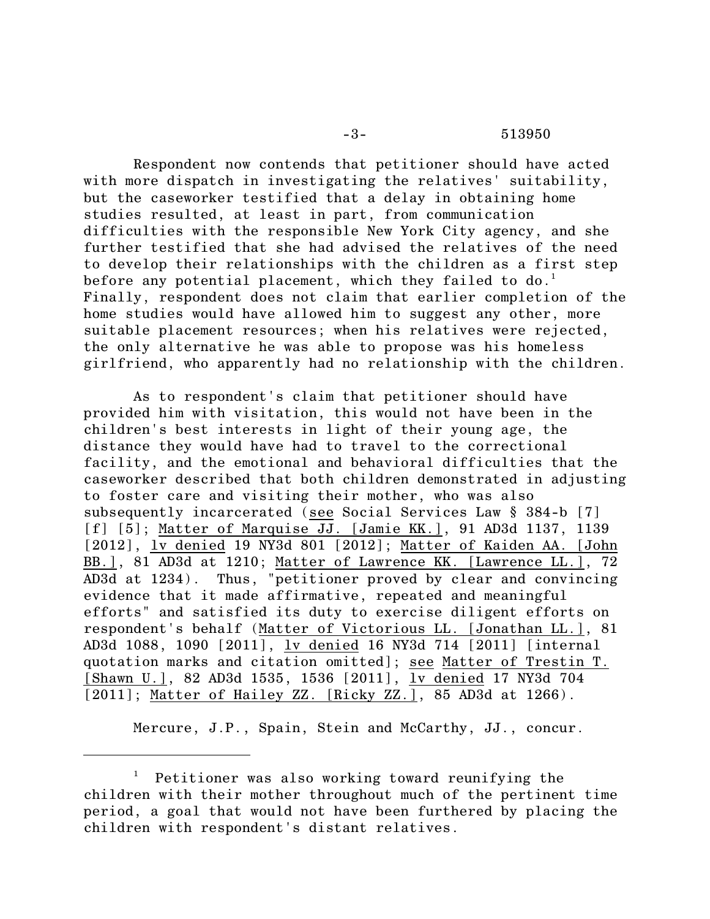Respondent now contends that petitioner should have acted with more dispatch in investigating the relatives' suitability, but the caseworker testified that a delay in obtaining home studies resulted, at least in part, from communication difficulties with the responsible New York City agency, and she further testified that she had advised the relatives of the need to develop their relationships with the children as a first step before any potential placement, which they failed to do.[1] Finally, respondent does not claim that earlier completion of the home studies would have allowed him to suggest any other, more suitable placement resources; when his relatives were rejected, the only alternative he was able to propose was his homeless girlfriend, who apparently had no relationship with the children.

As to respondent's claim that petitioner should have provided him with visitation, this would not have been in the children's best interests in light of their young age, the distance they would have had to travel to the correctional facility, and the emotional and behavioral difficulties that the caseworker described that both children demonstrated in adjusting to foster care and visiting their mother, who was also subsequently incarcerated (see Social Services Law § 384-b [7] [f] [5]; Matter of Marquise JJ. [Jamie KK.], 91 AD3d 1137, 1139 [2012], lv denied 19 NY3d 801 [2012]; Matter of Kaiden AA. [John BB.], 81 AD3d at 1210; Matter of Lawrence KK. [Lawrence LL.], 72 AD3d at 1234). Thus, "petitioner proved by clear and convincing evidence that it made affirmative, repeated and meaningful efforts" and satisfied its duty to exercise diligent efforts on respondent's behalf (Matter of Victorious LL. [Jonathan LL.], 81 AD3d 1088, 1090 [2011], lv denied 16 NY3d 714 [2011] [internal quotation marks and citation omitted]; see Matter of Trestin T. [Shawn U.], 82 AD3d 1535, 1536 [2011], lv denied 17 NY3d 704 [2011]; Matter of Hailey ZZ. [Ricky ZZ.], 85 AD3d at 1266).

Mercure, J.P., Spain, Stein and McCarthy, JJ., concur.

---

[1] Petitioner was also working toward reunifying the children with their mother throughout much of the pertinent time period, a goal that would not have been furthered by placing the children with respondent's distant relatives.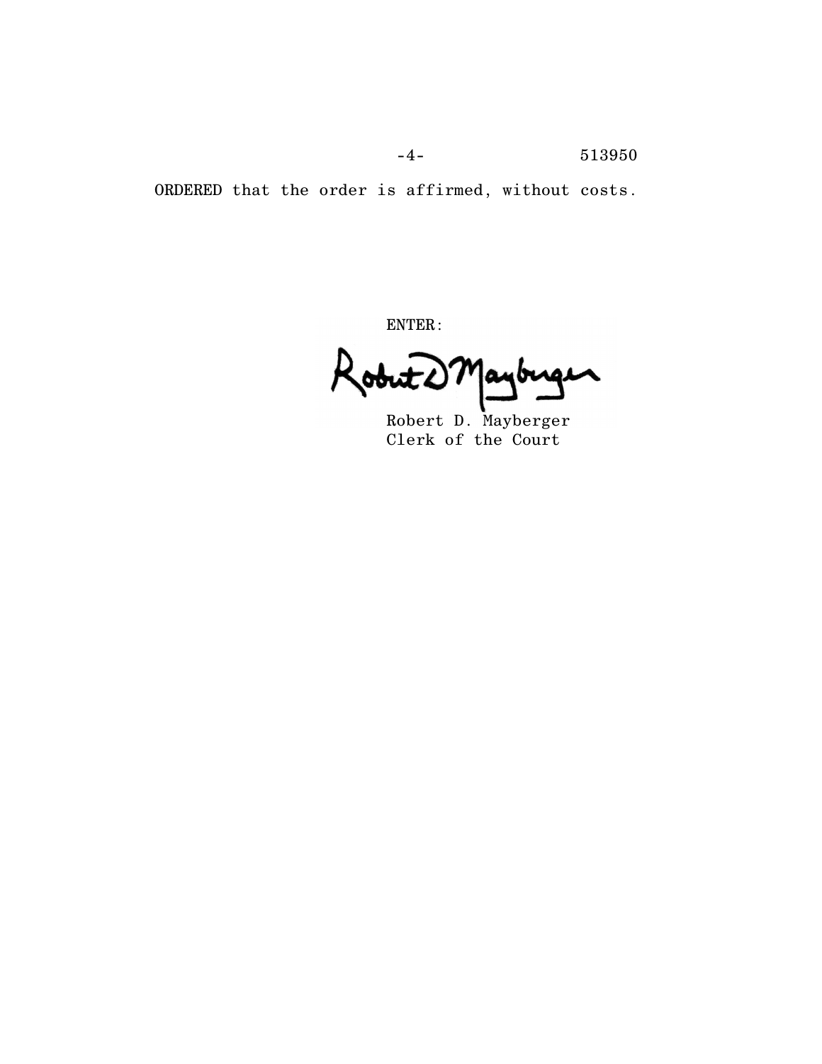ORDERED that the order is affirmed, without costs.

ENTER:

Robert D. Mayberger
Clerk of the Court